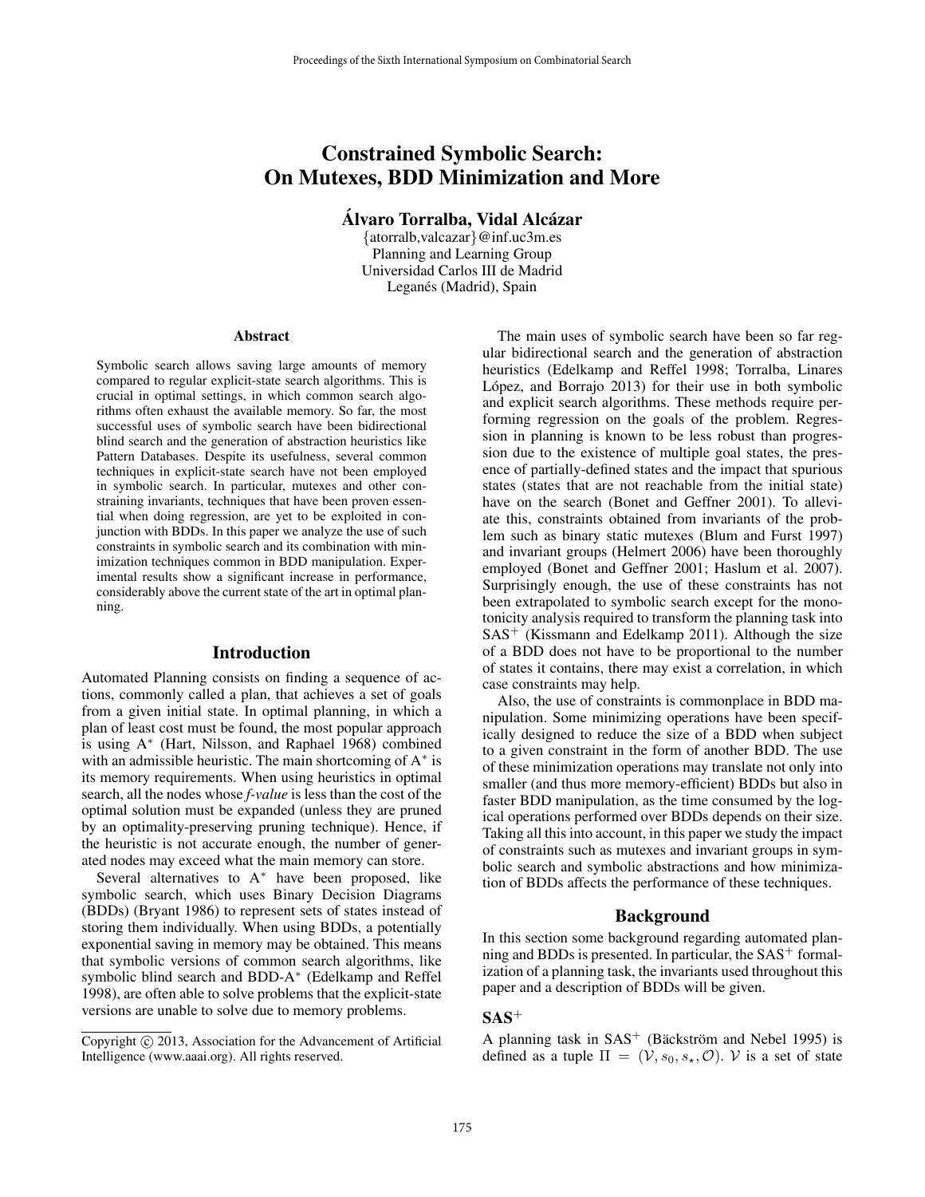# Constrained Symbolic Search: On Mutexes, BDD Minimization and More

**Álvaro Torralba, Vidal Alcázar**

{atorralb,valcazar}@inf.uc3m.es
Planning and Learning Group
Universidad Carlos III de Madrid
Leganés (Madrid), Spain

### Abstract

Symbolic search allows saving large amounts of memory compared to regular explicit-state search algorithms. This is crucial in optimal settings, in which common search algorithms often exhaust the available memory. So far, the most successful uses of symbolic search have been bidirectional blind search and the generation of abstraction heuristics like Pattern Databases. Despite its usefulness, several common techniques in explicit-state search have not been employed in symbolic search. In particular, mutexes and other constraining invariants, techniques that have been proven essential when doing regression, are yet to be exploited in conjunction with BDDs. In this paper we analyze the use of such constraints in symbolic search and its combination with minimization techniques common in BDD manipulation. Experimental results show a significant increase in performance, considerably above the current state of the art in optimal planning.

## Introduction

Automated Planning consists on finding a sequence of actions, commonly called a plan, that achieves a set of goals from a given initial state. In optimal planning, in which a plan of least cost must be found, the most popular approach is using A$^*$ (Hart, Nilsson, and Raphael 1968) combined with an admissible heuristic. The main shortcoming of A$^*$ is its memory requirements. When using heuristics in optimal search, all the nodes whose *f-value* is less than the cost of the optimal solution must be expanded (unless they are pruned by an optimality-preserving pruning technique). Hence, if the heuristic is not accurate enough, the number of generated nodes may exceed what the main memory can store.

Several alternatives to A$^*$ have been proposed, like symbolic search, which uses Binary Decision Diagrams (BDDs) (Bryant 1986) to represent sets of states instead of storing them individually. When using BDDs, a potentially exponential saving in memory may be obtained. This means that symbolic versions of common search algorithms, like symbolic blind search and BDD-A$^*$ (Edelkamp and Reffel 1998), are often able to solve problems that the explicit-state versions are unable to solve due to memory problems.

The main uses of symbolic search have been so far regular bidirectional search and the generation of abstraction heuristics (Edelkamp and Reffel 1998; Torralba, Linares López, and Borrajo 2013) for their use in both symbolic and explicit search algorithms. These methods require performing regression on the goals of the problem. Regression in planning is known to be less robust than progression due to the existence of multiple goal states, the presence of partially-defined states and the impact that spurious states (states that are not reachable from the initial state) have on the search (Bonet and Geffner 2001). To alleviate this, constraints obtained from invariants of the problem such as binary static mutexes (Blum and Furst 1997) and invariant groups (Helmert 2006) have been thoroughly employed (Bonet and Geffner 2001; Haslum et al. 2007). Surprisingly enough, the use of these constraints has not been extrapolated to symbolic search except for the monotonicity analysis required to transform the planning task into SAS$^+$ (Kissmann and Edelkamp 2011). Although the size of a BDD does not have to be proportional to the number of states it contains, there may exist a correlation, in which case constraints may help.

Also, the use of constraints is commonplace in BDD manipulation. Some minimizing operations have been specifically designed to reduce the size of a BDD when subject to a given constraint in the form of another BDD. The use of these minimization operations may translate not only into smaller (and thus more memory-efficient) BDDs but also in faster BDD manipulation, as the time consumed by the logical operations performed over BDDs depends on their size. Taking all this into account, in this paper we study the impact of constraints such as mutexes and invariant groups in symbolic search and symbolic abstractions and how minimization of BDDs affects the performance of these techniques.

## Background

In this section some background regarding automated planning and BDDs is presented. In particular, the SAS$^+$ formalization of a planning task, the invariants used throughout this paper and a description of BDDs will be given.

### SAS$^+$

A planning task in SAS$^+$ (Bäckström and Nebel 1995) is defined as a tuple $\Pi = (\mathcal{V}, s_0, s_\star, \mathcal{O})$. $\mathcal{V}$ is a set of state

Copyright © 2013, Association for the Advancement of Artificial Intelligence (www.aaai.org). All rights reserved.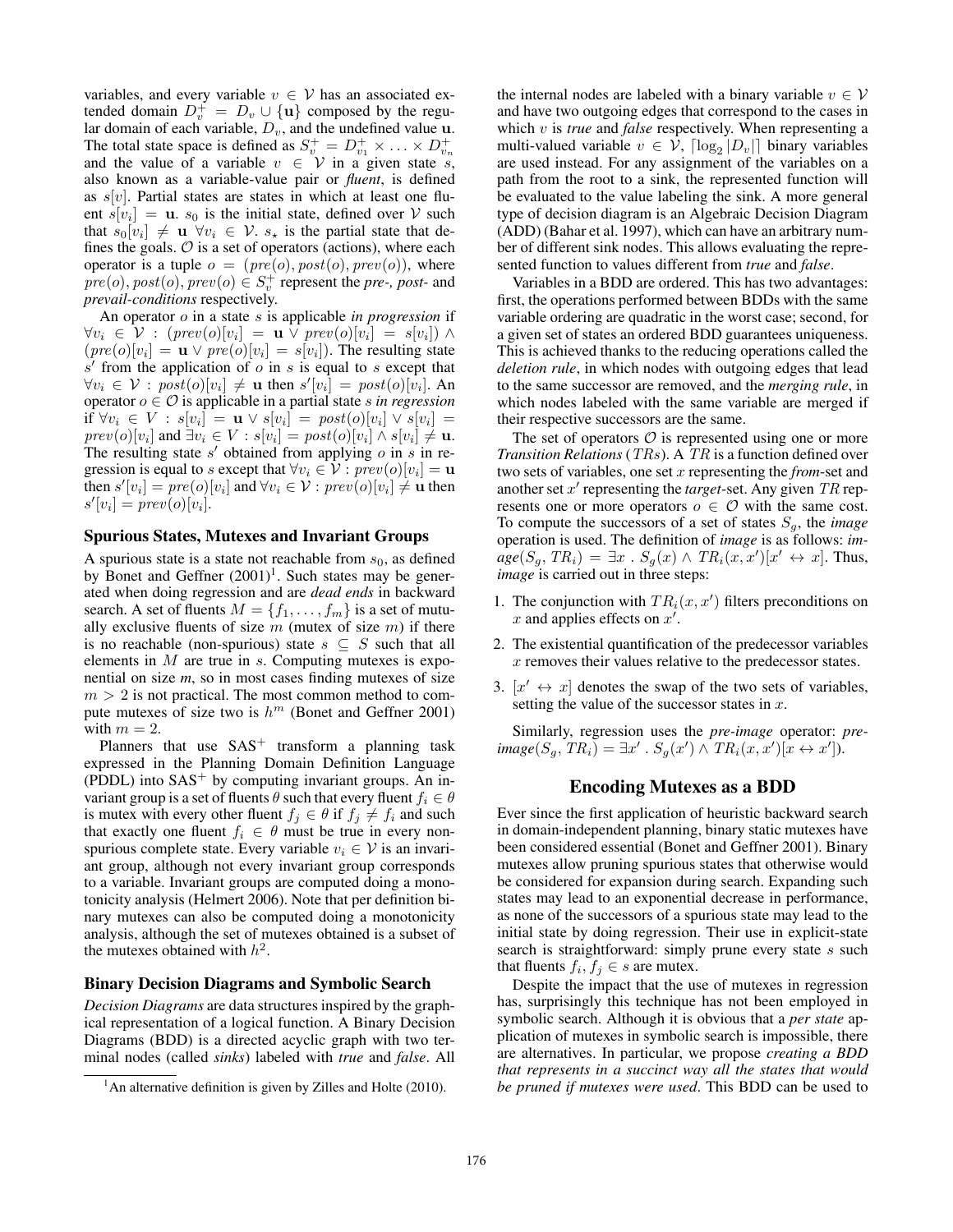variables, and every variable $v \in \mathcal{V}$ has an associated extended domain $D_v^+ = D_v \cup \{\mathbf{u}\}$ composed by the regular domain of each variable, $D_v$, and the undefined value $\mathbf{u}$. The total state space is defined as $S_v^+ = D_{v_1}^+ \times \ldots \times D_{v_n}^+$ and the value of a variable $v \in \mathcal{V}$ in a given state $s$, also known as a variable-value pair or *fluent*, is defined as $s[v]$. Partial states are states in which at least one fluent $s[v_i] = \mathbf{u}$. $s_0$ is the initial state, defined over $\mathcal{V}$ such that $s_0[v_i] \neq \mathbf{u}\ \forall v_i \in \mathcal{V}$. $s_\star$ is the partial state that defines the goals. $\mathcal{O}$ is a set of operators (actions), where each operator is a tuple $o = (pre(o), post(o), prev(o))$, where $pre(o), post(o), prev(o) \in S_v^+$ represent the *pre-*, *post-* and *prevail-conditions* respectively.

An operator $o$ in a state $s$ is applicable *in progression* if $\forall v_i \in \mathcal{V} : (prev(o)[v_i] = \mathbf{u} \vee prev(o)[v_i] = s[v_i]) \wedge (pre(o)[v_i] = \mathbf{u} \vee pre(o)[v_i] = s[v_i])$. The resulting state $s'$ from the application of $o$ in $s$ is equal to $s$ except that $\forall v_i \in \mathcal{V} : post(o)[v_i] \neq \mathbf{u}$ then $s'[v_i] = post(o)[v_i]$. An operator $o \in \mathcal{O}$ is applicable in a partial state $s$ *in regression* if $\forall v_i \in V : s[v_i] = \mathbf{u} \vee s[v_i] = post(o)[v_i] \vee s[v_i] = prev(o)[v_i]$ and $\exists v_i \in V : s[v_i] = post(o)[v_i] \wedge s[v_i] \neq \mathbf{u}$. The resulting state $s'$ obtained from applying $o$ in $s$ in regression is equal to $s$ except that $\forall v_i \in \mathcal{V} : prev(o)[v_i] = \mathbf{u}$ then $s'[v_i] = pre(o)[v_i]$ and $\forall v_i \in \mathcal{V} : prev(o)[v_i] \neq \mathbf{u}$ then $s'[v_i] = prev(o)[v_i]$.

### Spurious States, Mutexes and Invariant Groups

A spurious state is a state not reachable from $s_0$, as defined by Bonet and Geffner (2001)[1]. Such states may be generated when doing regression and are *dead ends* in backward search. A set of fluents $M = \{f_1, \ldots, f_m\}$ is a set of mutually exclusive fluents of size $m$ (mutex of size $m$) if there is no reachable (non-spurious) state $s \subseteq S$ such that all elements in $M$ are true in $s$. Computing mutexes is exponential on size *m*, so in most cases finding mutexes of size $m > 2$ is not practical. The most common method to compute mutexes of size two is $h^m$ (Bonet and Geffner 2001) with $m = 2$.

Planners that use SAS$^+$ transform a planning task expressed in the Planning Domain Definition Language (PDDL) into SAS$^+$ by computing invariant groups. An invariant group is a set of fluents $\theta$ such that every fluent $f_i \in \theta$ is mutex with every other fluent $f_j \in \theta$ if $f_j \neq f_i$ and such that exactly one fluent $f_i \in \theta$ must be true in every non-spurious complete state. Every variable $v_i \in \mathcal{V}$ is an invariant group, although not every invariant group corresponds to a variable. Invariant groups are computed doing a monotonicity analysis (Helmert 2006). Note that per definition binary mutexes can also be computed doing a monotonicity analysis, although the set of mutexes obtained is a subset of the mutexes obtained with $h^2$.

### Binary Decision Diagrams and Symbolic Search

*Decision Diagrams* are data structures inspired by the graphical representation of a logical function. A Binary Decision Diagrams (BDD) is a directed acyclic graph with two terminal nodes (called *sinks*) labeled with *true* and *false*. All the internal nodes are labeled with a binary variable $v \in \mathcal{V}$ and have two outgoing edges that correspond to the cases in which $v$ is *true* and *false* respectively. When representing a multi-valued variable $v \in \mathcal{V}$, $\lceil \log_2 |D_v| \rceil$ binary variables are used instead. For any assignment of the variables on a path from the root to a sink, the represented function will be evaluated to the value labeling the sink. A more general type of decision diagram is an Algebraic Decision Diagram (ADD) (Bahar et al. 1997), which can have an arbitrary number of different sink nodes. This allows evaluating the represented function to values different from *true* and *false*.

Variables in a BDD are ordered. This has two advantages: first, the operations performed between BDDs with the same variable ordering are quadratic in the worst case; second, for a given set of states an ordered BDD guarantees uniqueness. This is achieved thanks to the reducing operations called the *deletion rule*, in which nodes with outgoing edges that lead to the same successor are removed, and the *merging rule*, in which nodes labeled with the same variable are merged if their respective successors are the same.

The set of operators $\mathcal{O}$ is represented using one or more *Transition Relations* ($TRs$). A $TR$ is a function defined over two sets of variables, one set $x$ representing the *from*-set and another set $x'$ representing the *target*-set. Any given $TR$ represents one or more operators $o \in \mathcal{O}$ with the same cost. To compute the successors of a set of states $S_g$, the *image* operation is used. The definition of *image* is as follows: *image*$(S_g, TR_i) = \exists x\ .\ S_g(x) \wedge TR_i(x, x')[x' \leftrightarrow x]$. Thus, *image* is carried out in three steps:

1. The conjunction with $TR_i(x, x')$ filters preconditions on $x$ and applies effects on $x'$.
2. The existential quantification of the predecessor variables $x$ removes their values relative to the predecessor states.
3. $[x' \leftrightarrow x]$ denotes the swap of the two sets of variables, setting the value of the successor states in $x$.

Similarly, regression uses the *pre-image* operator: *pre-image*$(S_g, TR_i) = \exists x'\ .\ S_g(x') \wedge TR_i(x, x')[x \leftrightarrow x']$).

## Encoding Mutexes as a BDD

Ever since the first application of heuristic backward search in domain-independent planning, binary static mutexes have been considered essential (Bonet and Geffner 2001). Binary mutexes allow pruning spurious states that otherwise would be considered for expansion during search. Expanding such states may lead to an exponential decrease in performance, as none of the successors of a spurious state may lead to the initial state by doing regression. Their use in explicit-state search is straightforward: simply prune every state $s$ such that fluents $f_i, f_j \in s$ are mutex.

Despite the impact that the use of mutexes in regression has, surprisingly this technique has not been employed in symbolic search. Although it is obvious that a *per state* application of mutexes in symbolic search is impossible, there are alternatives. In particular, we propose *creating a BDD that represents in a succinct way all the states that would be pruned if mutexes were used*. This BDD can be used to

[1] An alternative definition is given by Zilles and Holte (2010).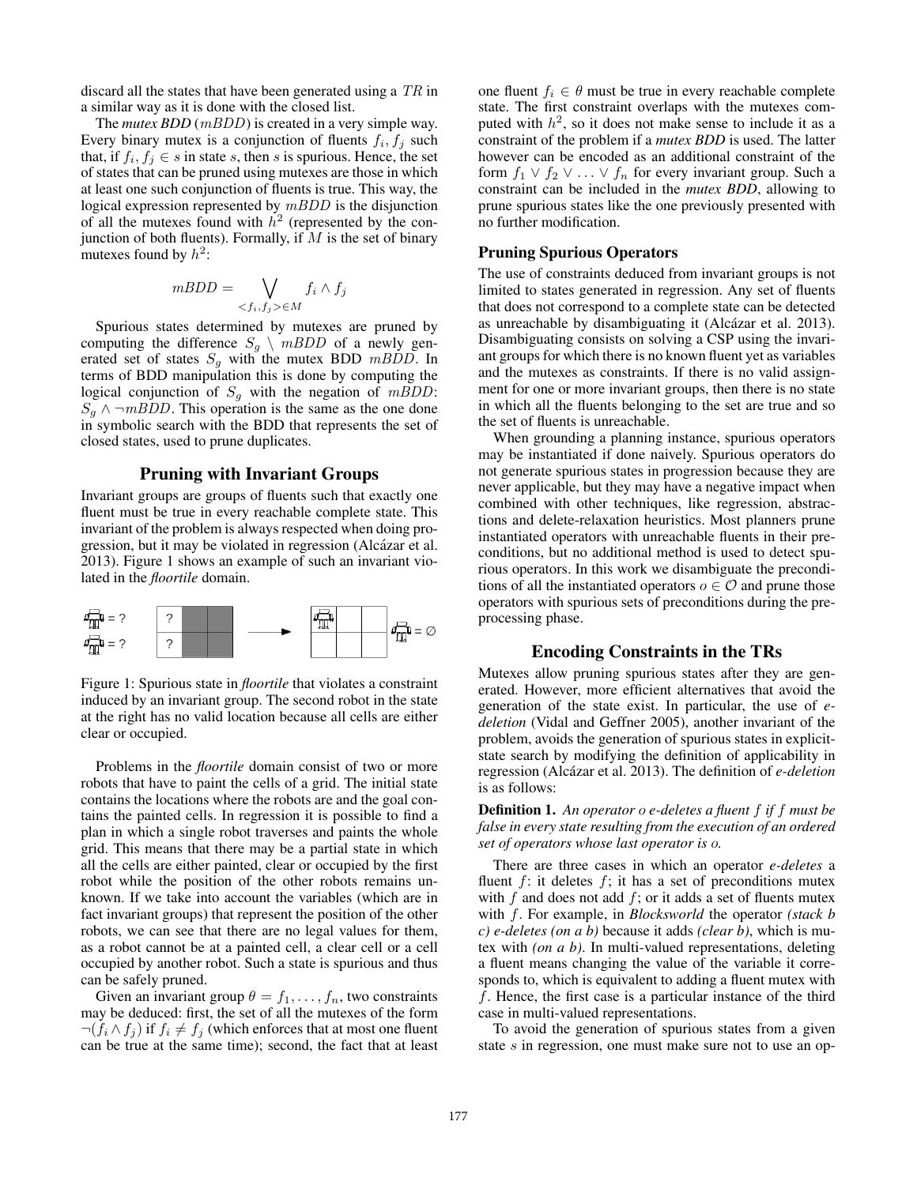discard all the states that have been generated using a $TR$ in a similar way as it is done with the closed list.

The *mutex BDD* ($mBDD$) is created in a very simple way. Every binary mutex is a conjunction of fluents $f_i, f_j$ such that, if $f_i, f_j \in s$ in state $s$, then $s$ is spurious. Hence, the set of states that can be pruned using mutexes are those in which at least one such conjunction of fluents is true. This way, the logical expression represented by $mBDD$ is the disjunction of all the mutexes found with $h^2$ (represented by the conjunction of both fluents). Formally, if $M$ is the set of binary mutexes found by $h^2$:

$$mBDD = \bigvee_{<f_i, f_j> \in M} f_i \wedge f_j$$

Spurious states determined by mutexes are pruned by computing the difference $S_g \setminus mBDD$ of a newly generated set of states $S_g$ with the mutex BDD $mBDD$. In terms of BDD manipulation this is done by computing the logical conjunction of $S_g$ with the negation of $mBDD$: $S_g \wedge \neg mBDD$. This operation is the same as the one done in symbolic search with the BDD that represents the set of closed states, used to prune duplicates.

## Pruning with Invariant Groups

Invariant groups are groups of fluents such that exactly one fluent must be true in every reachable complete state. This invariant of the problem is always respected when doing progression, but it may be violated in regression (Alcázar et al. 2013). Figure 1 shows an example of such an invariant violated in the *floortile* domain.

Figure 1: Spurious state in *floortile* that violates a constraint induced by an invariant group. The second robot in the state at the right has no valid location because all cells are either clear or occupied.

Problems in the *floortile* domain consist of two or more robots that have to paint the cells of a grid. The initial state contains the locations where the robots are and the goal contains the painted cells. In regression it is possible to find a plan in which a single robot traverses and paints the whole grid. This means that there may be a partial state in which all the cells are either painted, clear or occupied by the first robot while the position of the other robots remains unknown. If we take into account the variables (which are in fact invariant groups) that represent the position of the other robots, we can see that there are no legal values for them, as a robot cannot be at a painted cell, a clear cell or a cell occupied by another robot. Such a state is spurious and thus can be safely pruned.

Given an invariant group $\theta = f_1, \ldots, f_n$, two constraints may be deduced: first, the set of all the mutexes of the form $\neg(f_i \wedge f_j)$ if $f_i \neq f_j$ (which enforces that at most one fluent can be true at the same time); second, the fact that at least one fluent $f_i \in \theta$ must be true in every reachable complete state. The first constraint overlaps with the mutexes computed with $h^2$, so it does not make sense to include it as a constraint of the problem if a *mutex BDD* is used. The latter however can be encoded as an additional constraint of the form $f_1 \vee f_2 \vee \ldots \vee f_n$ for every invariant group. Such a constraint can be included in the *mutex BDD*, allowing to prune spurious states like the one previously presented with no further modification.

### Pruning Spurious Operators

The use of constraints deduced from invariant groups is not limited to states generated in regression. Any set of fluents that does not correspond to a complete state can be detected as unreachable by disambiguating it (Alcázar et al. 2013). Disambiguating consists on solving a CSP using the invariant groups for which there is no known fluent yet as variables and the mutexes as constraints. If there is no valid assignment for one or more invariant groups, then there is no state in which all the fluents belonging to the set are true and so the set of fluents is unreachable.

When grounding a planning instance, spurious operators may be instantiated if done naively. Spurious operators do not generate spurious states in progression because they are never applicable, but they may have a negative impact when combined with other techniques, like regression, abstractions and delete-relaxation heuristics. Most planners prune instantiated operators with unreachable fluents in their preconditions, but no additional method is used to detect spurious operators. In this work we disambiguate the preconditions of all the instantiated operators $o \in \mathcal{O}$ and prune those operators with spurious sets of preconditions during the preprocessing phase.

## Encoding Constraints in the TRs

Mutexes allow pruning spurious states after they are generated. However, more efficient alternatives that avoid the generation of the state exist. In particular, the use of *e-deletion* (Vidal and Geffner 2005), another invariant of the problem, avoids the generation of spurious states in explicit-state search by modifying the definition of applicability in regression (Alcázar et al. 2013). The definition of *e-deletion* is as follows:

**Definition 1.** *An operator $o$ e-deletes a fluent $f$ if $f$ must be false in every state resulting from the execution of an ordered set of operators whose last operator is $o$.*

There are three cases in which an operator *e-deletes* a fluent $f$: it deletes $f$; it has a set of preconditions mutex with $f$ and does not add $f$; or it adds a set of fluents mutex with $f$. For example, in *Blocksworld* the operator *(stack b c) e-deletes (on a b)* because it adds *(clear b)*, which is mutex with *(on a b)*. In multi-valued representations, deleting a fluent means changing the value of the variable it corresponds to, which is equivalent to adding a fluent mutex with $f$. Hence, the first case is a particular instance of the third case in multi-valued representations.

To avoid the generation of spurious states from a given state $s$ in regression, one must make sure not to use an op-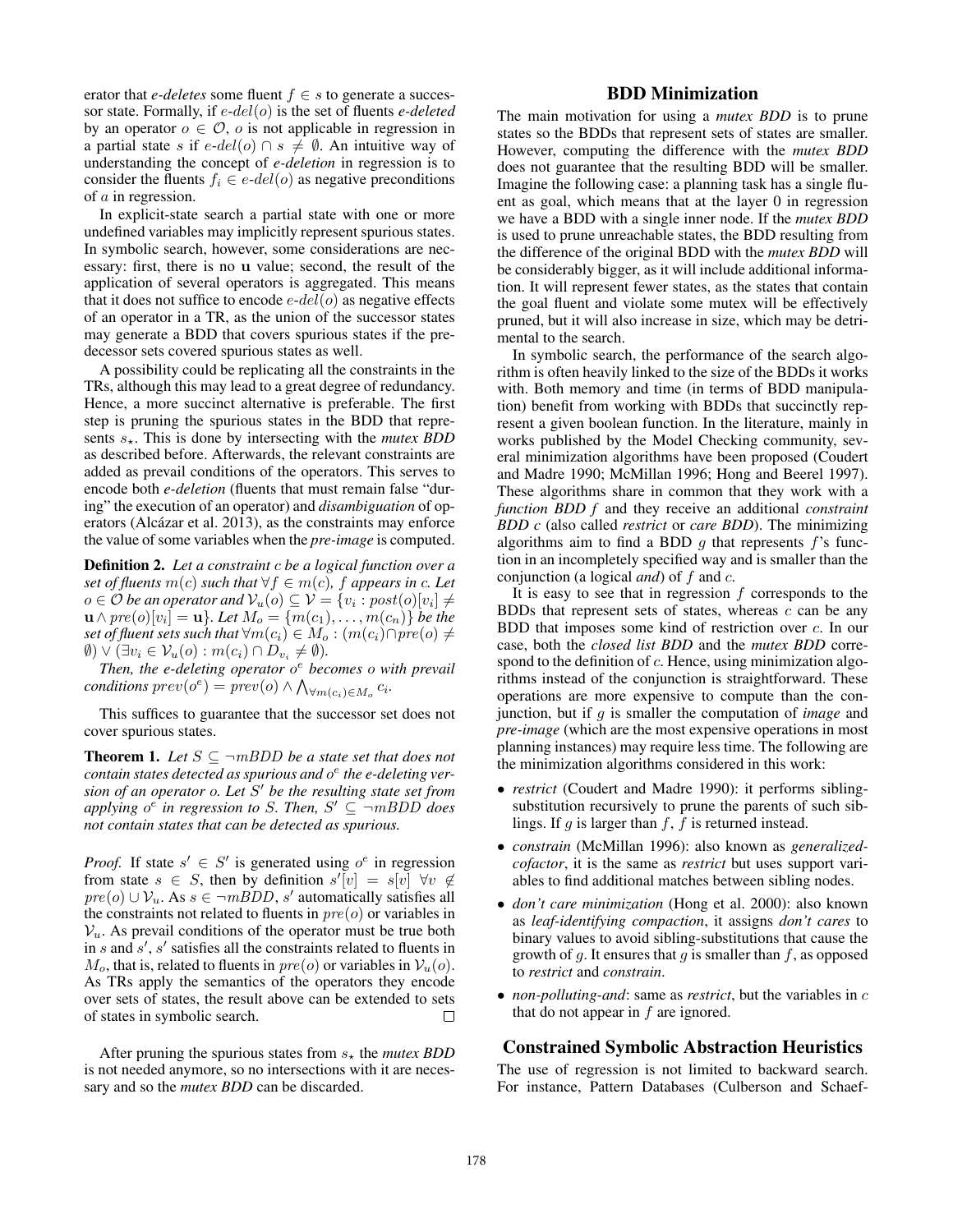erator that *e-deletes* some fluent $f \in s$ to generate a successor state. Formally, if $e\text{-}del(o)$ is the set of fluents *e-deleted* by an operator $o \in \mathcal{O}$, $o$ is not applicable in regression in a partial state $s$ if $e\text{-}del(o) \cap s \neq \emptyset$. An intuitive way of understanding the concept of *e-deletion* in regression is to consider the fluents $f_i \in e\text{-}del(o)$ as negative preconditions of $a$ in regression.

In explicit-state search a partial state with one or more undefined variables may implicitly represent spurious states. In symbolic search, however, some considerations are necessary: first, there is no $\mathbf{u}$ value; second, the result of the application of several operators is aggregated. This means that it does not suffice to encode $e\text{-}del(o)$ as negative effects of an operator in a TR, as the union of the successor states may generate a BDD that covers spurious states if the predecessor sets covered spurious states as well.

A possibility could be replicating all the constraints in the TRs, although this may lead to a great degree of redundancy. Hence, a more succinct alternative is preferable. The first step is pruning the spurious states in the BDD that represents $s_\star$. This is done by intersecting with the *mutex BDD* as described before. Afterwards, the relevant constraints are added as prevail conditions of the operators. This serves to encode both *e-deletion* (fluents that must remain false "during" the execution of an operator) and *disambiguation* of operators (Alcázar et al. 2013), as the constraints may enforce the value of some variables when the *pre-image* is computed.

**Definition 2.** *Let a constraint $c$ be a logical function over a set of fluents $m(c)$ such that $\forall f \in m(c)$, $f$ appears in $c$. Let $o \in \mathcal{O}$ be an operator and $\mathcal{V}_u(o) \subseteq \mathcal{V} = \{v_i : post(o)[v_i] \neq \mathbf{u} \wedge pre(o)[v_i] = \mathbf{u}\}$. Let $M_o = \{m(c_1), \ldots, m(c_n)\}$ be the set of fluent sets such that $\forall m(c_i) \in M_o : (m(c_i) \cap pre(o) \neq \emptyset) \vee (\exists v_i \in \mathcal{V}_u(o) : m(c_i) \cap D_{v_i} \neq \emptyset)$.*

*Then, the e-deleting operator $o^e$ becomes $o$ with prevail conditions $prev(o^e) = prev(o) \wedge \bigwedge_{\forall m(c_i) \in M_o} c_i$.*

This suffices to guarantee that the successor set does not cover spurious states.

**Theorem 1.** *Let $S \subseteq \neg mBDD$ be a state set that does not contain states detected as spurious and $o^e$ the e-deleting version of an operator $o$. Let $S'$ be the resulting state set from applying $o^e$ in regression to $S$. Then, $S' \subseteq \neg mBDD$ does not contain states that can be detected as spurious.*

*Proof.* If state $s' \in S'$ is generated using $o^e$ in regression from state $s \in S$, then by definition $s'[v] = s[v]\ \forall v \notin pre(o) \cup \mathcal{V}_u$. As $s \in \neg mBDD$, $s'$ automatically satisfies all the constraints not related to fluents in $pre(o)$ or variables in $\mathcal{V}_u$. As prevail conditions of the operator must be true both in $s$ and $s'$, $s'$ satisfies all the constraints related to fluents in $M_o$, that is, related to fluents in $pre(o)$ or variables in $\mathcal{V}_u(o)$. As TRs apply the semantics of the operators they encode over sets of states, the result above can be extended to sets of states in symbolic search. □

After pruning the spurious states from $s_\star$ the *mutex BDD* is not needed anymore, so no intersections with it are necessary and so the *mutex BDD* can be discarded.

## BDD Minimization

The main motivation for using a *mutex BDD* is to prune states so the BDDs that represent sets of states are smaller. However, computing the difference with the *mutex BDD* does not guarantee that the resulting BDD will be smaller. Imagine the following case: a planning task has a single fluent as goal, which means that at the layer 0 in regression we have a BDD with a single inner node. If the *mutex BDD* is used to prune unreachable states, the BDD resulting from the difference of the original BDD with the *mutex BDD* will be considerably bigger, as it will include additional information. It will represent fewer states, as the states that contain the goal fluent and violate some mutex will be effectively pruned, but it will also increase in size, which may be detrimental to the search.

In symbolic search, the performance of the search algorithm is often heavily linked to the size of the BDDs it works with. Both memory and time (in terms of BDD manipulation) benefit from working with BDDs that succinctly represent a given boolean function. In the literature, mainly in works published by the Model Checking community, several minimization algorithms have been proposed (Coudert and Madre 1990; McMillan 1996; Hong and Beerel 1997). These algorithms share in common that they work with a *function BDD $f$* and they receive an additional *constraint BDD $c$* (also called *restrict* or *care BDD*). The minimizing algorithms aim to find a BDD $g$ that represents $f$'s function in an incompletely specified way and is smaller than the conjunction (a logical *and*) of $f$ and $c$.

It is easy to see that in regression $f$ corresponds to the BDDs that represent sets of states, whereas $c$ can be any BDD that imposes some kind of restriction over $c$. In our case, both the *closed list BDD* and the *mutex BDD* correspond to the definition of $c$. Hence, using minimization algorithms instead of the conjunction is straightforward. These operations are more expensive to compute than the conjunction, but if $g$ is smaller the computation of *image* and *pre-image* (which are the most expensive operations in most planning instances) may require less time. The following are the minimization algorithms considered in this work:

- *restrict* (Coudert and Madre 1990): it performs sibling-substitution recursively to prune the parents of such siblings. If $g$ is larger than $f$, $f$ is returned instead.
- *constrain* (McMillan 1996): also known as *generalized-cofactor*, it is the same as *restrict* but uses support variables to find additional matches between sibling nodes.
- *don't care minimization* (Hong et al. 2000): also known as *leaf-identifying compaction*, it assigns *don't cares* to binary values to avoid sibling-substitutions that cause the growth of $g$. It ensures that $g$ is smaller than $f$, as opposed to *restrict* and *constrain*.
- *non-polluting-and*: same as *restrict*, but the variables in $c$ that do not appear in $f$ are ignored.

## Constrained Symbolic Abstraction Heuristics

The use of regression is not limited to backward search. For instance, Pattern Databases (Culberson and Schaef-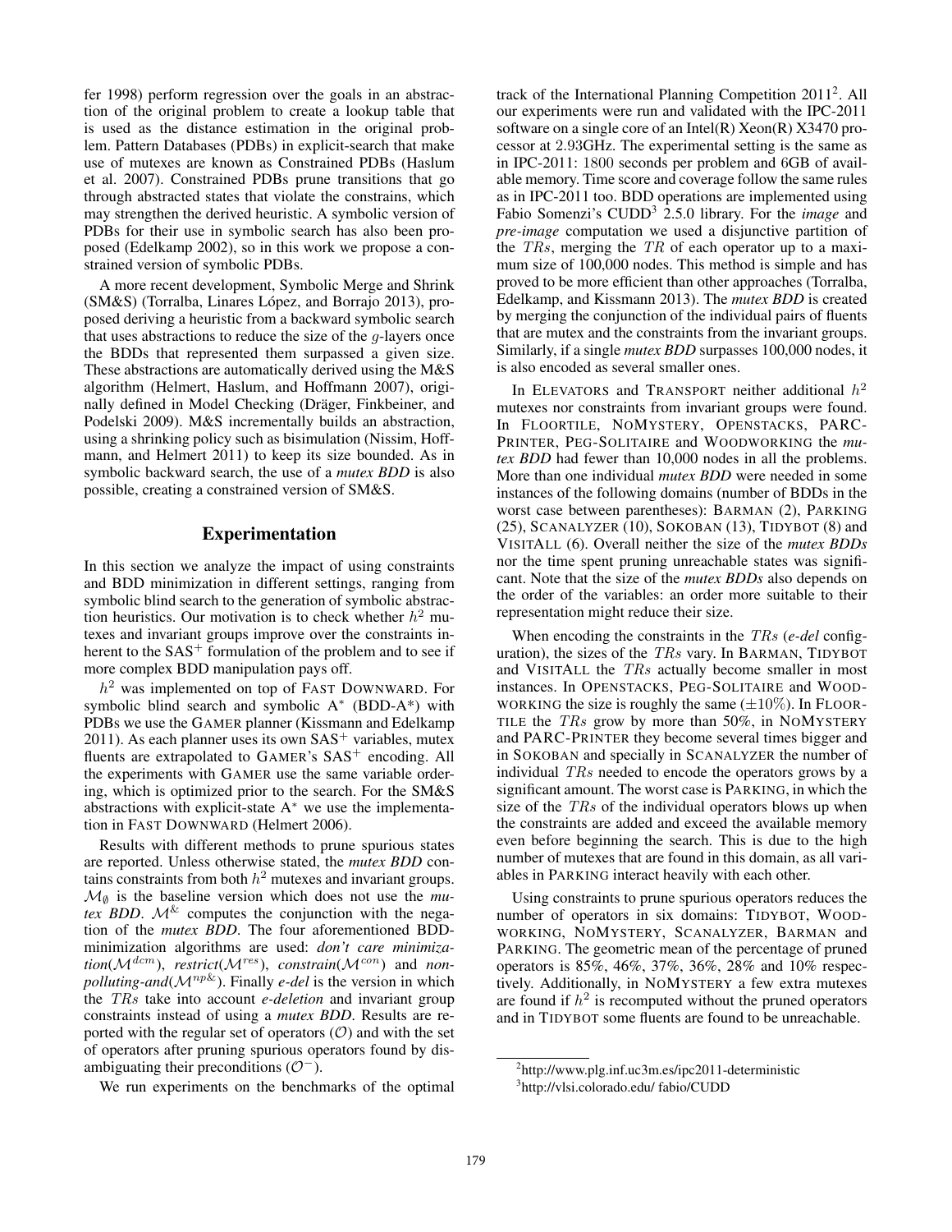fer 1998) perform regression over the goals in an abstraction of the original problem to create a lookup table that is used as the distance estimation in the original problem. Pattern Databases (PDBs) in explicit-search that make use of mutexes are known as Constrained PDBs (Haslum et al. 2007). Constrained PDBs prune transitions that go through abstracted states that violate the constrains, which may strengthen the derived heuristic. A symbolic version of PDBs for their use in symbolic search has also been proposed (Edelkamp 2002), so in this work we propose a constrained version of symbolic PDBs.

A more recent development, Symbolic Merge and Shrink (SM&S) (Torralba, Linares López, and Borrajo 2013), proposed deriving a heuristic from a backward symbolic search that uses abstractions to reduce the size of the $g$-layers once the BDDs that represented them surpassed a given size. These abstractions are automatically derived using the M&S algorithm (Helmert, Haslum, and Hoffmann 2007), originally defined in Model Checking (Dräger, Finkbeiner, and Podelski 2009). M&S incrementally builds an abstraction, using a shrinking policy such as bisimulation (Nissim, Hoffmann, and Helmert 2011) to keep its size bounded. As in symbolic backward search, the use of a *mutex BDD* is also possible, creating a constrained version of SM&S.

## Experimentation

In this section we analyze the impact of using constraints and BDD minimization in different settings, ranging from symbolic blind search to the generation of symbolic abstraction heuristics. Our motivation is to check whether $h^2$ mutexes and invariant groups improve over the constraints inherent to the $SAS^+$ formulation of the problem and to see if more complex BDD manipulation pays off.

$h^2$ was implemented on top of FAST DOWNWARD. For symbolic blind search and symbolic A* (BDD-A*) with PDBs we use the GAMER planner (Kissmann and Edelkamp 2011). As each planner uses its own $SAS^+$ variables, mutex fluents are extrapolated to GAMER's $SAS^+$ encoding. All the experiments with GAMER use the same variable ordering, which is optimized prior to the search. For the SM&S abstractions with explicit-state A* we use the implementation in FAST DOWNWARD (Helmert 2006).

Results with different methods to prune spurious states are reported. Unless otherwise stated, the *mutex BDD* contains constraints from both $h^2$ mutexes and invariant groups. $\mathcal{M}_\emptyset$ is the baseline version which does not use the *mutex BDD*. $\mathcal{M}^{\&}$ computes the conjunction with the negation of the *mutex BDD*. The four aforementioned BDD-minimization algorithms are used: *don't care minimization*($\mathcal{M}^{dcm}$), *restrict*($\mathcal{M}^{res}$), *constrain*($\mathcal{M}^{con}$) and *non-polluting-and*($\mathcal{M}^{np\&}$). Finally *e-del* is the version in which the $TRs$ take into account *e-deletion* and invariant group constraints instead of using a *mutex BDD*. Results are reported with the regular set of operators ($\mathcal{O}$) and with the set of operators after pruning spurious operators found by disambiguating their preconditions ($\mathcal{O}^-$).

We run experiments on the benchmarks of the optimal track of the International Planning Competition 2011[2]. All our experiments were run and validated with the IPC-2011 software on a single core of an Intel(R) Xeon(R) X3470 processor at 2.93GHz. The experimental setting is the same as in IPC-2011: 1800 seconds per problem and 6GB of available memory. Time score and coverage follow the same rules as in IPC-2011 too. BDD operations are implemented using Fabio Somenzi's CUDD[3] 2.5.0 library. For the *image* and *pre-image* computation we used a disjunctive partition of the $TRs$, merging the $TR$ of each operator up to a maximum size of 100,000 nodes. This method is simple and has proved to be more efficient than other approaches (Torralba, Edelkamp, and Kissmann 2013). The *mutex BDD* is created by merging the conjunction of the individual pairs of fluents that are mutex and the constraints from the invariant groups. Similarly, if a single *mutex BDD* surpasses 100,000 nodes, it is also encoded as several smaller ones.

In ELEVATORS and TRANSPORT neither additional $h^2$ mutexes nor constraints from invariant groups were found. In FLOORTILE, NOMYSTERY, OPENSTACKS, PARC-PRINTER, PEG-SOLITAIRE and WOODWORKING the *mutex BDD* had fewer than 10,000 nodes in all the problems. More than one individual *mutex BDD* were needed in some instances of the following domains (number of BDDs in the worst case between parentheses): BARMAN (2), PARKING (25), SCANALYZER (10), SOKOBAN (13), TIDYBOT (8) and VISITALL (6). Overall neither the size of the *mutex BDDs* nor the time spent pruning unreachable states was significant. Note that the size of the *mutex BDDs* also depends on the order of the variables: an order more suitable to their representation might reduce their size.

When encoding the constraints in the $TRs$ (*e-del* configuration), the sizes of the $TRs$ vary. In BARMAN, TIDYBOT and VISITALL the $TRs$ actually become smaller in most instances. In OPENSTACKS, PEG-SOLITAIRE and WOODWORKING the size is roughly the same ($\pm 10\%$). In FLOORTILE the $TRs$ grow by more than 50%, in NOMYSTERY and PARC-PRINTER they become several times bigger and in SOKOBAN and specially in SCANALYZER the number of individual $TRs$ needed to encode the operators grows by a significant amount. The worst case is PARKING, in which the size of the $TRs$ of the individual operators blows up when the constraints are added and exceed the available memory even before beginning the search. This is due to the high number of mutexes that are found in this domain, as all variables in PARKING interact heavily with each other.

Using constraints to prune spurious operators reduces the number of operators in six domains: TIDYBOT, WOODWORKING, NOMYSTERY, SCANALYZER, BARMAN and PARKING. The geometric mean of the percentage of pruned operators is 85%, 46%, 37%, 36%, 28% and 10% respectively. Additionally, in NOMYSTERY a few extra mutexes are found if $h^2$ is recomputed without the pruned operators and in TIDYBOT some fluents are found to be unreachable.

[2] http://www.plg.inf.uc3m.es/ipc2011-deterministic

[3] http://vlsi.colorado.edu/ fabio/CUDD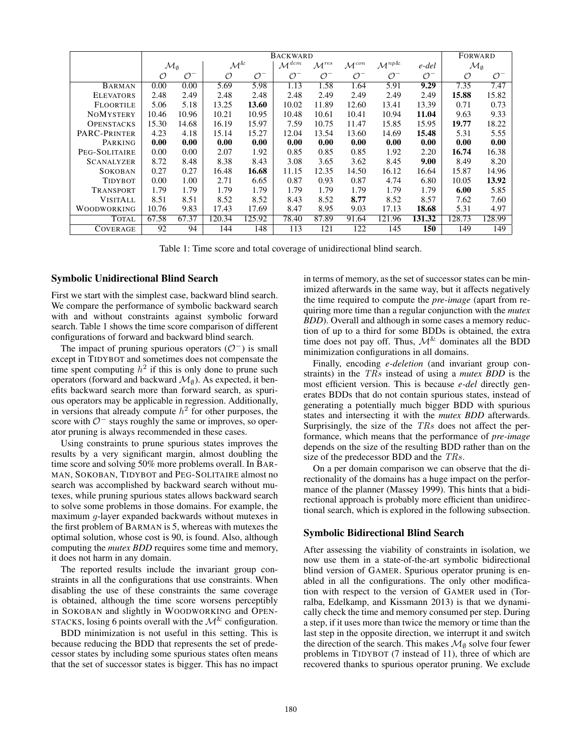| | BACKWARD | | | | | | | | | | FORWARD | |
|---|---|---|---|---|---|---|---|---|---|---|---|---|
| | $\mathcal{M}_\emptyset$ | | $\mathcal{M}^{\&}$ | | $\mathcal{M}^{dcm}$ | $\mathcal{M}^{res}$ | $\mathcal{M}^{con}$ | $\mathcal{M}^{np\&}$ | *e-del* | | $\mathcal{M}_\emptyset$ | |
| | $\mathcal{O}$ | $\mathcal{O}^-$ | $\mathcal{O}$ | $\mathcal{O}^-$ | $\mathcal{O}^-$ | $\mathcal{O}^-$ | $\mathcal{O}^-$ | $\mathcal{O}^-$ | $\mathcal{O}^-$ | | $\mathcal{O}$ | $\mathcal{O}^-$ |
| BARMAN | 0.00 | 0.00 | 5.69 | 5.98 | 1.13 | 1.58 | 1.64 | 5.91 | **9.29** | | 7.35 | 7.47 |
| ELEVATORS | 2.48 | 2.49 | 2.48 | 2.48 | 2.48 | 2.49 | 2.49 | 2.49 | 2.49 | | **15.88** | 15.82 |
| FLOORTILE | 5.06 | 5.18 | 13.25 | **13.60** | 10.02 | 11.89 | 12.60 | 13.41 | 13.39 | | 0.71 | 0.73 |
| NOMYSTERY | 10.46 | 10.96 | 10.21 | 10.95 | 10.48 | 10.61 | 10.41 | 10.94 | **11.04** | | 9.63 | 9.33 |
| OPENSTACKS | 15.30 | 14.68 | 16.19 | 15.97 | 7.59 | 10.75 | 11.47 | 15.85 | 15.95 | | **19.77** | 18.22 |
| PARC-PRINTER | 4.23 | 4.18 | 15.14 | 15.27 | 12.04 | 13.54 | 13.60 | 14.69 | **15.48** | | 5.31 | 5.55 |
| PARKING | **0.00** | **0.00** | **0.00** | **0.00** | **0.00** | **0.00** | **0.00** | **0.00** | **0.00** | | **0.00** | **0.00** |
| PEG-SOLITAIRE | 0.00 | 0.00 | 2.07 | 1.92 | 0.85 | 0.85 | 0.85 | 1.92 | 2.20 | | **16.74** | 16.38 |
| SCANALYZER | 8.72 | 8.48 | 8.38 | 8.43 | 3.08 | 3.65 | 3.62 | 8.45 | **9.00** | | 8.49 | 8.20 |
| SOKOBAN | 0.27 | 0.27 | 16.48 | **16.68** | 11.15 | 12.35 | 14.50 | 16.12 | 16.64 | | 15.87 | 14.96 |
| TIDYBOT | 0.00 | 1.00 | 2.71 | 6.65 | 0.87 | 0.93 | 0.87 | 4.74 | 6.80 | | 10.05 | **13.92** |
| TRANSPORT | 1.79 | 1.79 | 1.79 | 1.79 | 1.79 | 1.79 | 1.79 | 1.79 | 1.79 | | **6.00** | 5.85 |
| VISITALL | 8.51 | 8.51 | 8.52 | 8.52 | 8.43 | 8.52 | **8.77** | 8.52 | 8.57 | | 7.62 | 7.60 |
| WOODWORKING | 10.76 | 9.83 | 17.43 | 17.69 | 8.47 | 8.95 | 9.03 | 17.13 | **18.68** | | 5.31 | 4.97 |
| TOTAL | 67.58 | 67.37 | 120.34 | 125.92 | 78.40 | 87.89 | 91.64 | 121.96 | **131.32** | | 128.73 | 128.99 |
| COVERAGE | 92 | 94 | 144 | 148 | 113 | 121 | 122 | 145 | **150** | | 149 | 149 |

Table 1: Time score and total coverage of unidirectional blind search.

### Symbolic Unidirectional Blind Search

First we start with the simplest case, backward blind search. We compare the performance of symbolic backward search with and without constraints against symbolic forward search. Table 1 shows the time score comparison of different configurations of forward and backward blind search.

The impact of pruning spurious operators ($\mathcal{O}^-$) is small except in TIDYBOT and sometimes does not compensate the time spent computing $h^2$ if this is only done to prune such operators (forward and backward $\mathcal{M}_\emptyset$). As expected, it benefits backward search more than forward search, as spurious operators may be applicable in regression. Additionally, in versions that already compute $h^2$ for other purposes, the score with $\mathcal{O}^-$ stays roughly the same or improves, so operator pruning is always recommended in these cases.

Using constraints to prune spurious states improves the results by a very significant margin, almost doubling the time score and solving 50% more problems overall. In BARMAN, SOKOBAN, TIDYBOT and PEG-SOLITAIRE almost no search was accomplished by backward search without mutexes, while pruning spurious states allows backward search to solve some problems in those domains. For example, the maximum $g$-layer expanded backwards without mutexes in the first problem of BARMAN is 5, whereas with mutexes the optimal solution, whose cost is 90, is found. Also, although computing the *mutex BDD* requires some time and memory, it does not harm in any domain.

The reported results include the invariant group constraints in all the configurations that use constraints. When disabling the use of these constraints the same coverage is obtained, although the time score worsens perceptibly in SOKOBAN and slightly in WOODWORKING and OPENSTACKS, losing 6 points overall with the $\mathcal{M}^{\&}$ configuration.

BDD minimization is not useful in this setting. This is because reducing the BDD that represents the set of predecessor states by including some spurious states often means that the set of successor states is bigger. This has no impact in terms of memory, as the set of successor states can be minimized afterwards in the same way, but it affects negatively the time required to compute the *pre-image* (apart from requiring more time than a regular conjunction with the *mutex BDD*). Overall and although in some cases a memory reduction of up to a third for some BDDs is obtained, the extra time does not pay off. Thus, $\mathcal{M}^{\&}$ dominates all the BDD minimization configurations in all domains.

Finally, encoding *e-deletion* (and invariant group constraints) in the $TRs$ instead of using a *mutex BDD* is the most efficient version. This is because *e-del* directly generates BDDs that do not contain spurious states, instead of generating a potentially much bigger BDD with spurious states and intersecting it with the *mutex BDD* afterwards. Surprisingly, the size of the $TRs$ does not affect the performance, which means that the performance of *pre-image* depends on the size of the resulting BDD rather than on the size of the predecessor BDD and the $TRs$.

On a per domain comparison we can observe that the directionality of the domains has a huge impact on the performance of the planner (Massey 1999). This hints that a bidirectional approach is probably more efficient than unidirectional search, which is explored in the following subsection.

### Symbolic Bidirectional Blind Search

After assessing the viability of constraints in isolation, we now use them in a state-of-the-art symbolic bidirectional blind version of GAMER. Spurious operator pruning is enabled in all the configurations. The only other modification with respect to the version of GAMER used in (Torralba, Edelkamp, and Kissmann 2013) is that we dynamically check the time and memory consumed per step. During a step, if it uses more than twice the memory or time than the last step in the opposite direction, we interrupt it and switch the direction of the search. This makes $\mathcal{M}_\emptyset$ solve four fewer problems in TIDYBOT (7 instead of 11), three of which are recovered thanks to spurious operator pruning. We exclude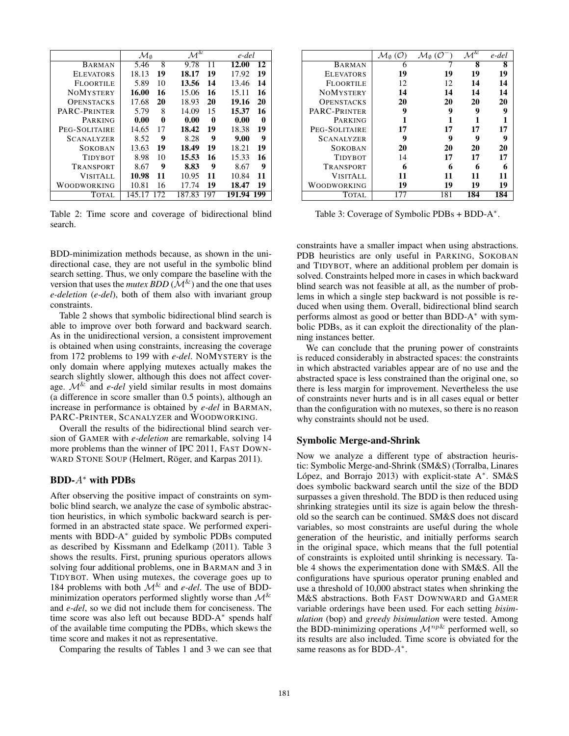| | $\mathcal{M}_\emptyset$ | | $\mathcal{M}^{\&}$ | | *e-del* | |
|---|---|---|---|---|---|---|
| BARMAN | 5.46 | 8 | 9.78 | 11 | **12.00** | **12** |
| ELEVATORS | 18.13 | **19** | **18.17** | **19** | 17.92 | **19** |
| FLOORTILE | 5.89 | 10 | **13.56** | **14** | 13.46 | **14** |
| NOMYSTERY | **16.00** | **16** | 15.06 | **16** | 15.11 | **16** |
| OPENSTACKS | 17.68 | **20** | 18.93 | **20** | **19.16** | **20** |
| PARC-PRINTER | 5.79 | 8 | 14.09 | 15 | **15.37** | **16** |
| PARKING | **0.00** | **0** | **0.00** | **0** | **0.00** | **0** |
| PEG-SOLITAIRE | 14.65 | 17 | **18.42** | **19** | 18.38 | **19** |
| SCANALYZER | 8.52 | **9** | 8.28 | **9** | **9.00** | **9** |
| SOKOBAN | 13.63 | **19** | **18.49** | **19** | 18.21 | **19** |
| TIDYBOT | 8.98 | 10 | **15.53** | **16** | 15.33 | **16** |
| TRANSPORT | 8.67 | **9** | **8.83** | **9** | 8.67 | **9** |
| VISITALL | **10.98** | **11** | 10.95 | **11** | 10.84 | **11** |
| WOODWORKING | 10.81 | 16 | 17.74 | **19** | **18.47** | **19** |
| TOTAL | 145.17 | 172 | 187.83 | 197 | **191.94** | **199** |

Table 2: Time score and coverage of bidirectional blind search.

BDD-minimization methods because, as shown in the unidirectional case, they are not useful in the symbolic blind search setting. Thus, we only compare the baseline with the version that uses the *mutex BDD* ($\mathcal{M}^{\&}$) and the one that uses *e-deletion* (*e-del*), both of them also with invariant group constraints.

Table 2 shows that symbolic bidirectional blind search is able to improve over both forward and backward search. As in the unidirectional version, a consistent improvement is obtained when using constraints, increasing the coverage from 172 problems to 199 with *e-del*. NOMYSTERY is the only domain where applying mutexes actually makes the search slightly slower, although this does not affect coverage. $\mathcal{M}^{\&}$ and *e-del* yield similar results in most domains (a difference in score smaller than 0.5 points), although an increase in performance is obtained by *e-del* in BARMAN, PARC-PRINTER, SCANALYZER and WOODWORKING.

Overall the results of the bidirectional blind search version of GAMER with *e-deletion* are remarkable, solving 14 more problems than the winner of IPC 2011, FAST DOWNWARD STONE SOUP (Helmert, Röger, and Karpas 2011).

## BDD-$A^*$ with PDBs

After observing the positive impact of constraints on symbolic blind search, we analyze the case of symbolic abstraction heuristics, in which symbolic backward search is performed in an abstracted state space. We performed experiments with BDD-A$^*$ guided by symbolic PDBs computed as described by Kissmann and Edelkamp (2011). Table 3 shows the results. First, pruning spurious operators allows solving four additional problems, one in BARMAN and 3 in TIDYBOT. When using mutexes, the coverage goes up to 184 problems with both $\mathcal{M}^{\&}$ and *e-del*. The use of BDD-minimization operators performed slightly worse than $\mathcal{M}^{\&}$ and *e-del*, so we did not include them for conciseness. The time score was also left out because BDD-A$^*$ spends half of the available time computing the PDBs, which skews the time score and makes it not as representative.

Comparing the results of Tables 1 and 3 we can see that constraints have a smaller impact when using abstractions. PDB heuristics are only useful in PARKING, SOKOBAN and TIDYBOT, where an additional problem per domain is solved. Constraints helped more in cases in which backward blind search was not feasible at all, as the number of problems in which a single step backward is not possible is reduced when using them. Overall, bidirectional blind search performs almost as good or better than BDD-A$^*$ with symbolic PDBs, as it can exploit the directionality of the planning instances better.

| | $\mathcal{M}_\emptyset$ ($\mathcal{O}$) | $\mathcal{M}_\emptyset$ ($\mathcal{O}^-$) | $\mathcal{M}^{\&}$ | *e-del* |
|---|---|---|---|---|
| BARMAN | 6 | 7 | **8** | **8** |
| ELEVATORS | **19** | **19** | **19** | **19** |
| FLOORTILE | 12 | 12 | **14** | **14** |
| NOMYSTERY | **14** | **14** | **14** | **14** |
| OPENSTACKS | **20** | **20** | **20** | **20** |
| PARC-PRINTER | **9** | **9** | **9** | **9** |
| PARKING | **1** | **1** | **1** | **1** |
| PEG-SOLITAIRE | **17** | **17** | **17** | **17** |
| SCANALYZER | **9** | **9** | **9** | **9** |
| SOKOBAN | **20** | **20** | **20** | **20** |
| TIDYBOT | 14 | **17** | **17** | **17** |
| TRANSPORT | **6** | **6** | **6** | **6** |
| VISITALL | **11** | **11** | **11** | **11** |
| WOODWORKING | **19** | **19** | **19** | **19** |
| TOTAL | 177 | 181 | **184** | **184** |

Table 3: Coverage of Symbolic PDBs + BDD-A$^*$.

We can conclude that the pruning power of constraints is reduced considerably in abstracted spaces: the constraints in which abstracted variables appear are of no use and the abstracted space is less constrained than the original one, so there is less margin for improvement. Nevertheless the use of constraints never hurts and is in all cases equal or better than the configuration with no mutexes, so there is no reason why constraints should not be used.

## Symbolic Merge-and-Shrink

Now we analyze a different type of abstraction heuristic: Symbolic Merge-and-Shrink (SM&S) (Torralba, Linares López, and Borrajo 2013) with explicit-state A$^*$. SM&S does symbolic backward search until the size of the BDD surpasses a given threshold. The BDD is then reduced using shrinking strategies until its size is again below the threshold so the search can be continued. SM&S does not discard variables, so most constraints are useful during the whole generation of the heuristic, and initially performs search in the original space, which means that the full potential of constraints is exploited until shrinking is necessary. Table 4 shows the experimentation done with SM&S. All the configurations have spurious operator pruning enabled and use a threshold of 10,000 abstract states when shrinking the M&S abstractions. Both FAST DOWNWARD and GAMER variable orderings have been used. For each setting *bisimulation* (bop) and *greedy bisimulation* were tested. Among the BDD-minimizing operations $\mathcal{M}^{np\&}$ performed well, so its results are also included. Time score is obviated for the same reasons as for BDD-$A^*$.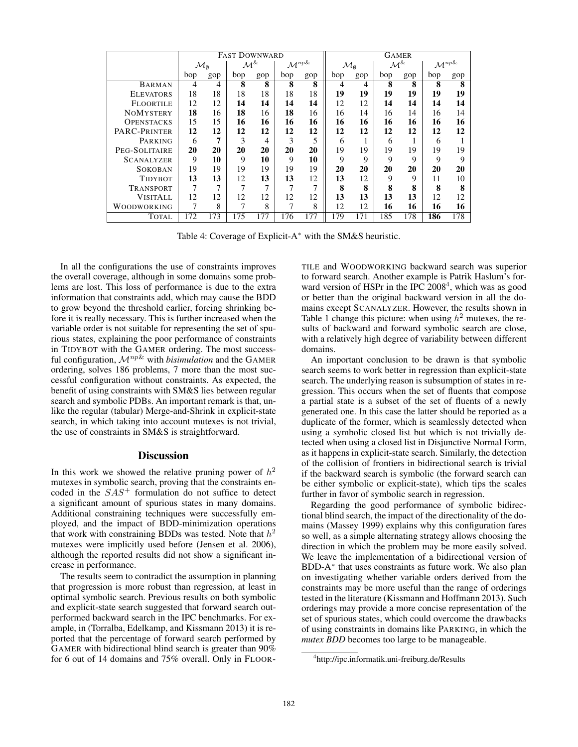|  | FAST DOWNWARD | | | | | | GAMER | | | | | |
|---|---|---|---|---|---|---|---|---|---|---|---|---|
|  | $\mathcal{M}_\emptyset$ | | $\mathcal{M}^{\&}$ | | $\mathcal{M}^{np\&}$ | | $\mathcal{M}_\emptyset$ | | $\mathcal{M}^{\&}$ | | $\mathcal{M}^{np\&}$ | |
|  | bop | gop | bop | gop | bop | gop | bop | gop | bop | gop | bop | gop |
| BARMAN | 4 | 4 | **8** | **8** | **8** | **8** | 4 | 4 | **8** | **8** | **8** | **8** |
| ELEVATORS | 18 | 18 | 18 | 18 | 18 | 18 | **19** | **19** | **19** | **19** | **19** | **19** |
| FLOORTILE | 12 | 12 | **14** | **14** | **14** | **14** | 12 | 12 | **14** | **14** | **14** | **14** |
| NOMYSTERY | **18** | 16 | **18** | 16 | **18** | 16 | 16 | 14 | 16 | 14 | 16 | 14 |
| OPENSTACKS | 15 | 15 | **16** | **16** | **16** | **16** | **16** | **16** | **16** | **16** | **16** | **16** |
| PARC-PRINTER | **12** | **12** | **12** | **12** | **12** | **12** | **12** | **12** | **12** | **12** | **12** | **12** |
| PARKING | 6 | **7** | 3 | 4 | 3 | 5 | 6 | 1 | 6 | 1 | 6 | 1 |
| PEG-SOLITAIRE | **20** | **20** | **20** | **20** | **20** | **20** | 19 | 19 | 19 | 19 | 19 | 19 |
| SCANALYZER | 9 | **10** | 9 | **10** | 9 | **10** | 9 | 9 | 9 | 9 | 9 | 9 |
| SOKOBAN | 19 | 19 | 19 | 19 | 19 | 19 | **20** | **20** | **20** | **20** | **20** | **20** |
| TIDYBOT | **13** | **13** | 12 | **13** | **13** | 12 | **13** | 12 | 9 | 9 | 11 | 10 |
| TRANSPORT | 7 | 7 | 7 | 7 | 7 | 7 | **8** | **8** | **8** | **8** | **8** | **8** |
| VISITALL | 12 | 12 | 12 | 12 | 12 | 12 | **13** | **13** | **13** | **13** | 12 | 12 |
| WOODWORKING | 7 | 8 | 7 | 8 | 7 | 8 | 12 | 12 | **16** | **16** | **16** | **16** |
| TOTAL | 172 | 173 | 175 | 177 | 176 | 177 | 179 | 171 | 185 | 178 | **186** | 178 |

Table 4: Coverage of Explicit-A* with the SM&S heuristic.

In all the configurations the use of constraints improves the overall coverage, although in some domains some problems are lost. This loss of performance is due to the extra information that constraints add, which may cause the BDD to grow beyond the threshold earlier, forcing shrinking before it is really necessary. This is further increased when the variable order is not suitable for representing the set of spurious states, explaining the poor performance of constraints in TIDYBOT with the GAMER ordering. The most successful configuration, $\mathcal{M}^{np\&}$ with *bisimulation* and the GAMER ordering, solves 186 problems, 7 more than the most successful configuration without constraints. As expected, the benefit of using constraints with SM&S lies between regular search and symbolic PDBs. An important remark is that, unlike the regular (tabular) Merge-and-Shrink in explicit-state search, in which taking into account mutexes is not trivial, the use of constraints in SM&S is straightforward.

## Discussion

In this work we showed the relative pruning power of $h^2$ mutexes in symbolic search, proving that the constraints encoded in the $SAS^+$ formulation do not suffice to detect a significant amount of spurious states in many domains. Additional constraining techniques were successfully employed, and the impact of BDD-minimization operations that work with constraining BDDs was tested. Note that $h^2$ mutexes were implicitly used before (Jensen et al. 2006), although the reported results did not show a significant increase in performance.

The results seem to contradict the assumption in planning that progression is more robust than regression, at least in optimal symbolic search. Previous results on both symbolic and explicit-state search suggested that forward search outperformed backward search in the IPC benchmarks. For example, in (Torralba, Edelkamp, and Kissmann 2013) it is reported that the percentage of forward search performed by GAMER with bidirectional blind search is greater than 90% for 6 out of 14 domains and 75% overall. Only in FLOORTILE and WOODWORKING backward search was superior to forward search. Another example is Patrik Haslum's forward version of HSPr in the IPC 2008[4], which was as good or better than the original backward version in all the domains except SCANALYZER. However, the results shown in Table 1 change this picture: when using $h^2$ mutexes, the results of backward and forward symbolic search are close, with a relatively high degree of variability between different domains.

An important conclusion to be drawn is that symbolic search seems to work better in regression than explicit-state search. The underlying reason is subsumption of states in regression. This occurs when the set of fluents that compose a partial state is a subset of the set of fluents of a newly generated one. In this case the latter should be reported as a duplicate of the former, which is seamlessly detected when using a symbolic closed list but which is not trivially detected when using a closed list in Disjunctive Normal Form, as it happens in explicit-state search. Similarly, the detection of the collision of frontiers in bidirectional search is trivial if the backward search is symbolic (the forward search can be either symbolic or explicit-state), which tips the scales further in favor of symbolic search in regression.

Regarding the good performance of symbolic bidirectional blind search, the impact of the directionality of the domains (Massey 1999) explains why this configuration fares so well, as a simple alternating strategy allows choosing the direction in which the problem may be more easily solved. We leave the implementation of a bidirectional version of BDD-A* that uses constraints as future work. We also plan on investigating whether variable orders derived from the constraints may be more useful than the range of orderings tested in the literature (Kissmann and Hoffmann 2013). Such orderings may provide a more concise representation of the set of spurious states, which could overcome the drawbacks of using constraints in domains like PARKING, in which the *mutex BDD* becomes too large to be manageable.

[4] http://ipc.informatik.uni-freiburg.de/Results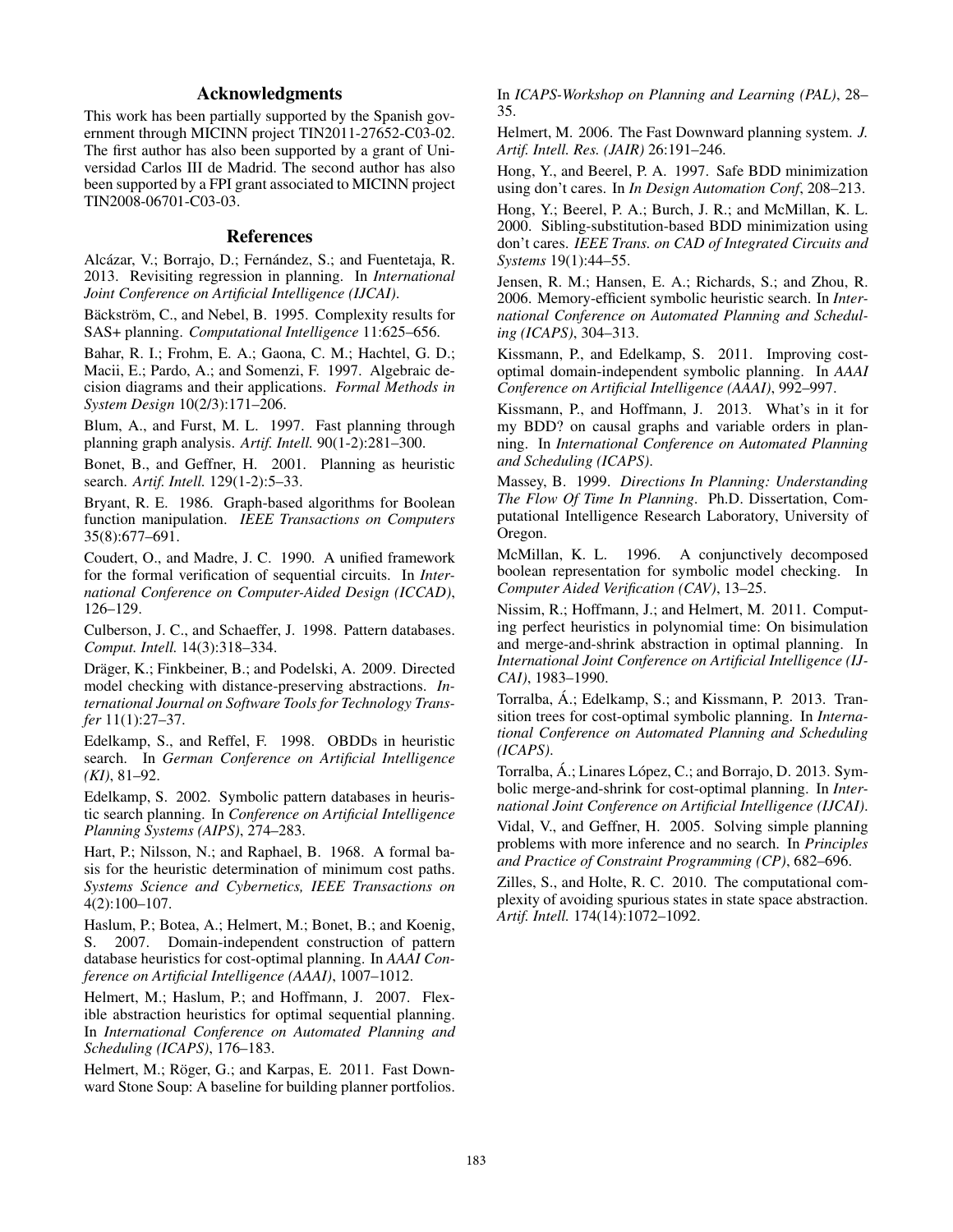## Acknowledgments

This work has been partially supported by the Spanish government through MICINN project TIN2011-27652-C03-02. The first author has also been supported by a grant of Universidad Carlos III de Madrid. The second author has also been supported by a FPI grant associated to MICINN project TIN2008-06701-C03-03.

## References

Alcázar, V.; Borrajo, D.; Fernández, S.; and Fuentetaja, R. 2013. Revisiting regression in planning. In *International Joint Conference on Artificial Intelligence (IJCAI)*.

Bäckström, C., and Nebel, B. 1995. Complexity results for SAS+ planning. *Computational Intelligence* 11:625–656.

Bahar, R. I.; Frohm, E. A.; Gaona, C. M.; Hachtel, G. D.; Macii, E.; Pardo, A.; and Somenzi, F. 1997. Algebraic decision diagrams and their applications. *Formal Methods in System Design* 10(2/3):171–206.

Blum, A., and Furst, M. L. 1997. Fast planning through planning graph analysis. *Artif. Intell.* 90(1-2):281–300.

Bonet, B., and Geffner, H. 2001. Planning as heuristic search. *Artif. Intell.* 129(1-2):5–33.

Bryant, R. E. 1986. Graph-based algorithms for Boolean function manipulation. *IEEE Transactions on Computers* 35(8):677–691.

Coudert, O., and Madre, J. C. 1990. A unified framework for the formal verification of sequential circuits. In *International Conference on Computer-Aided Design (ICCAD)*, 126–129.

Culberson, J. C., and Schaeffer, J. 1998. Pattern databases. *Comput. Intell.* 14(3):318–334.

Dräger, K.; Finkbeiner, B.; and Podelski, A. 2009. Directed model checking with distance-preserving abstractions. *International Journal on Software Tools for Technology Transfer* 11(1):27–37.

Edelkamp, S., and Reffel, F. 1998. OBDDs in heuristic search. In *German Conference on Artificial Intelligence (KI)*, 81–92.

Edelkamp, S. 2002. Symbolic pattern databases in heuristic search planning. In *Conference on Artificial Intelligence Planning Systems (AIPS)*, 274–283.

Hart, P.; Nilsson, N.; and Raphael, B. 1968. A formal basis for the heuristic determination of minimum cost paths. *Systems Science and Cybernetics, IEEE Transactions on* 4(2):100–107.

Haslum, P.; Botea, A.; Helmert, M.; Bonet, B.; and Koenig, S. 2007. Domain-independent construction of pattern database heuristics for cost-optimal planning. In *AAAI Conference on Artificial Intelligence (AAAI)*, 1007–1012.

Helmert, M.; Haslum, P.; and Hoffmann, J. 2007. Flexible abstraction heuristics for optimal sequential planning. In *International Conference on Automated Planning and Scheduling (ICAPS)*, 176–183.

Helmert, M.; Röger, G.; and Karpas, E. 2011. Fast Downward Stone Soup: A baseline for building planner portfolios. In *ICAPS-Workshop on Planning and Learning (PAL)*, 28–35.

Helmert, M. 2006. The Fast Downward planning system. *J. Artif. Intell. Res. (JAIR)* 26:191–246.

Hong, Y., and Beerel, P. A. 1997. Safe BDD minimization using don't cares. In *In Design Automation Conf*, 208–213.

Hong, Y.; Beerel, P. A.; Burch, J. R.; and McMillan, K. L. 2000. Sibling-substitution-based BDD minimization using don't cares. *IEEE Trans. on CAD of Integrated Circuits and Systems* 19(1):44–55.

Jensen, R. M.; Hansen, E. A.; Richards, S.; and Zhou, R. 2006. Memory-efficient symbolic heuristic search. In *International Conference on Automated Planning and Scheduling (ICAPS)*, 304–313.

Kissmann, P., and Edelkamp, S. 2011. Improving cost-optimal domain-independent symbolic planning. In *AAAI Conference on Artificial Intelligence (AAAI)*, 992–997.

Kissmann, P., and Hoffmann, J. 2013. What's in it for my BDD? on causal graphs and variable orders in planning. In *International Conference on Automated Planning and Scheduling (ICAPS)*.

Massey, B. 1999. *Directions In Planning: Understanding The Flow Of Time In Planning*. Ph.D. Dissertation, Computational Intelligence Research Laboratory, University of Oregon.

McMillan, K. L. 1996. A conjunctively decomposed boolean representation for symbolic model checking. In *Computer Aided Verification (CAV)*, 13–25.

Nissim, R.; Hoffmann, J.; and Helmert, M. 2011. Computing perfect heuristics in polynomial time: On bisimulation and merge-and-shrink abstraction in optimal planning. In *International Joint Conference on Artificial Intelligence (IJCAI)*, 1983–1990.

Torralba, Á.; Edelkamp, S.; and Kissmann, P. 2013. Transition trees for cost-optimal symbolic planning. In *International Conference on Automated Planning and Scheduling (ICAPS)*.

Torralba, Á.; Linares López, C.; and Borrajo, D. 2013. Symbolic merge-and-shrink for cost-optimal planning. In *International Joint Conference on Artificial Intelligence (IJCAI)*.

Vidal, V., and Geffner, H. 2005. Solving simple planning problems with more inference and no search. In *Principles and Practice of Constraint Programming (CP)*, 682–696.

Zilles, S., and Holte, R. C. 2010. The computational complexity of avoiding spurious states in state space abstraction. *Artif. Intell.* 174(14):1072–1092.